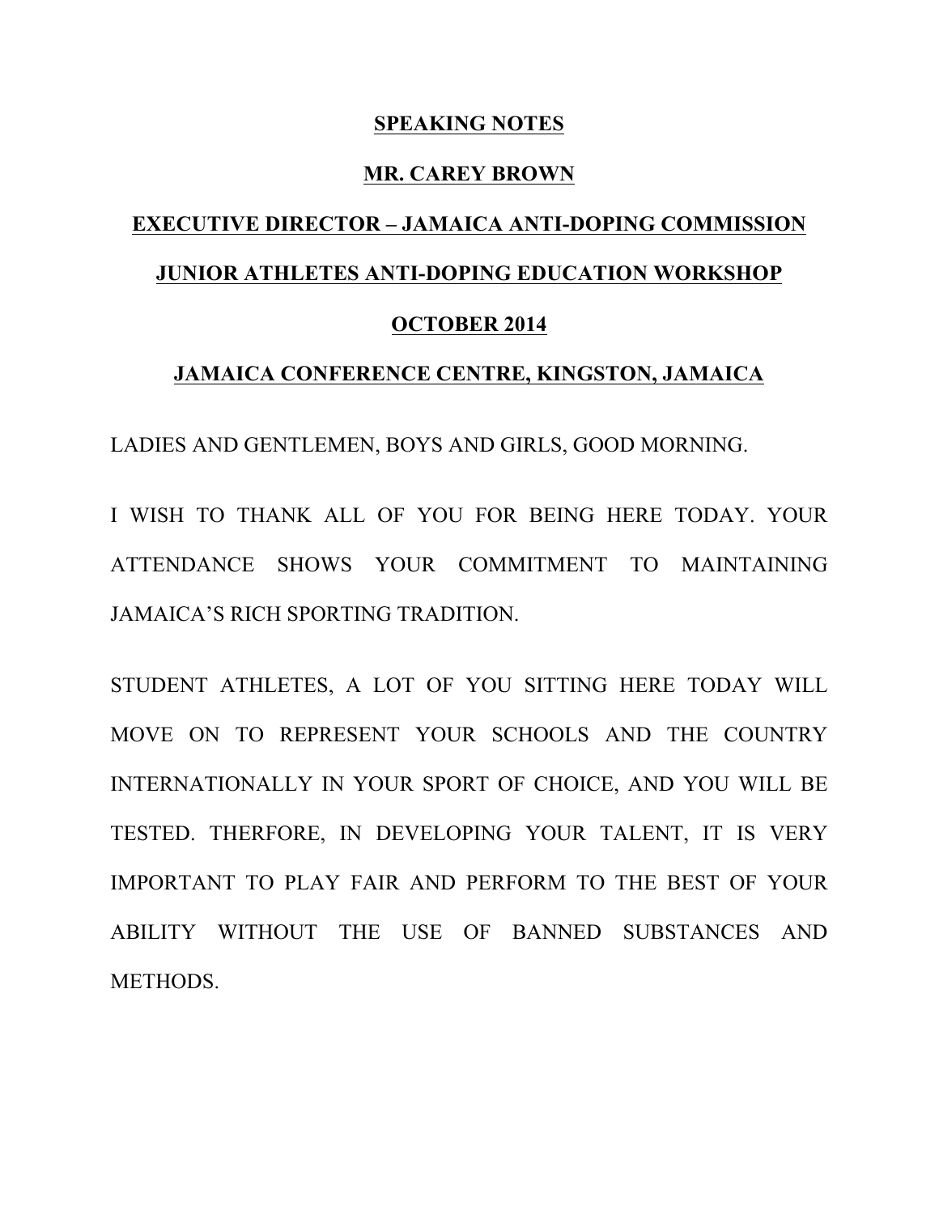**SPEAKING NOTES**

**MR. CAREY BROWN**

**EXECUTIVE DIRECTOR – JAMAICA ANTI-DOPING COMMISSION**

**JUNIOR ATHLETES ANTI-DOPING EDUCATION WORKSHOP**

**OCTOBER 2014**

**JAMAICA CONFERENCE CENTRE, KINGSTON, JAMAICA**

LADIES AND GENTLEMEN, BOYS AND GIRLS, GOOD MORNING.

I WISH TO THANK ALL OF YOU FOR BEING HERE TODAY. YOUR ATTENDANCE SHOWS YOUR COMMITMENT TO MAINTAINING JAMAICA'S RICH SPORTING TRADITION.

STUDENT ATHLETES, A LOT OF YOU SITTING HERE TODAY WILL MOVE ON TO REPRESENT YOUR SCHOOLS AND THE COUNTRY INTERNATIONALLY IN YOUR SPORT OF CHOICE, AND YOU WILL BE TESTED. THERFORE, IN DEVELOPING YOUR TALENT, IT IS VERY IMPORTANT TO PLAY FAIR AND PERFORM TO THE BEST OF YOUR ABILITY WITHOUT THE USE OF BANNED SUBSTANCES AND METHODS.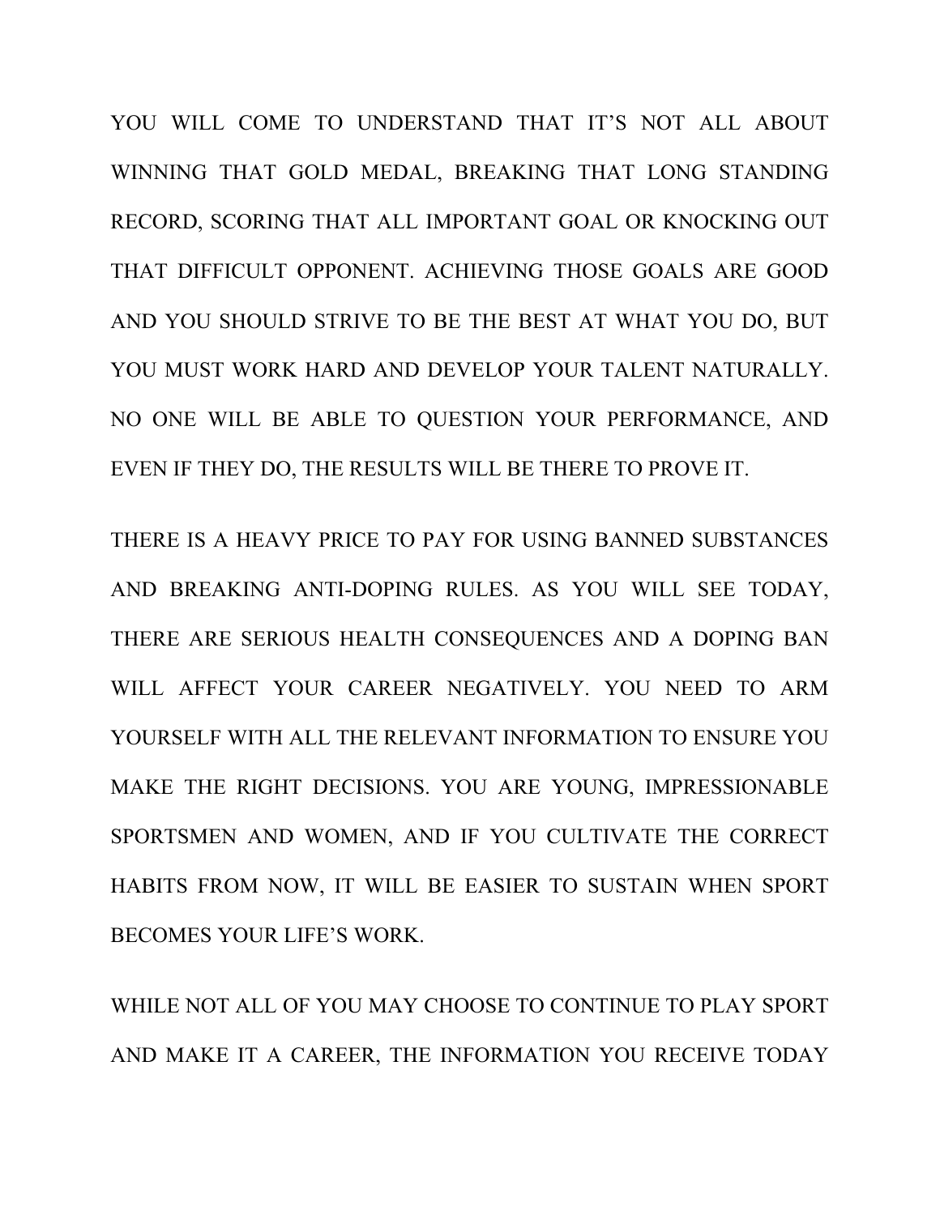YOU WILL COME TO UNDERSTAND THAT IT'S NOT ALL ABOUT WINNING THAT GOLD MEDAL, BREAKING THAT LONG STANDING RECORD, SCORING THAT ALL IMPORTANT GOAL OR KNOCKING OUT THAT DIFFICULT OPPONENT. ACHIEVING THOSE GOALS ARE GOOD AND YOU SHOULD STRIVE TO BE THE BEST AT WHAT YOU DO, BUT YOU MUST WORK HARD AND DEVELOP YOUR TALENT NATURALLY. NO ONE WILL BE ABLE TO QUESTION YOUR PERFORMANCE, AND EVEN IF THEY DO, THE RESULTS WILL BE THERE TO PROVE IT.

THERE IS A HEAVY PRICE TO PAY FOR USING BANNED SUBSTANCES AND BREAKING ANTI-DOPING RULES. AS YOU WILL SEE TODAY, THERE ARE SERIOUS HEALTH CONSEQUENCES AND A DOPING BAN WILL AFFECT YOUR CAREER NEGATIVELY. YOU NEED TO ARM YOURSELF WITH ALL THE RELEVANT INFORMATION TO ENSURE YOU MAKE THE RIGHT DECISIONS. YOU ARE YOUNG, IMPRESSIONABLE SPORTSMEN AND WOMEN, AND IF YOU CULTIVATE THE CORRECT HABITS FROM NOW, IT WILL BE EASIER TO SUSTAIN WHEN SPORT BECOMES YOUR LIFE'S WORK.

WHILE NOT ALL OF YOU MAY CHOOSE TO CONTINUE TO PLAY SPORT AND MAKE IT A CAREER, THE INFORMATION YOU RECEIVE TODAY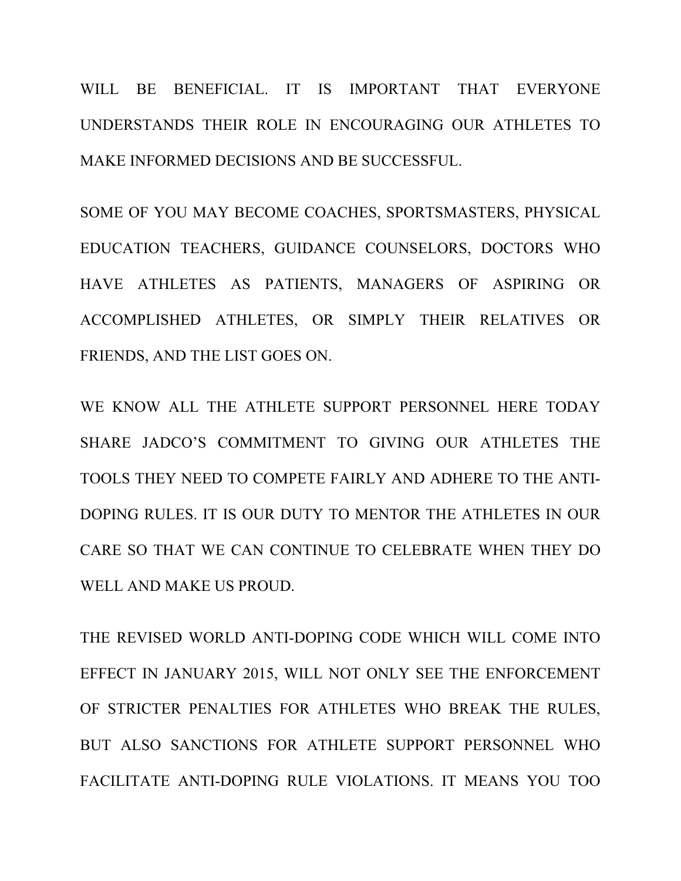WILL BE BENEFICIAL. IT IS IMPORTANT THAT EVERYONE UNDERSTANDS THEIR ROLE IN ENCOURAGING OUR ATHLETES TO MAKE INFORMED DECISIONS AND BE SUCCESSFUL.

SOME OF YOU MAY BECOME COACHES, SPORTSMASTERS, PHYSICAL EDUCATION TEACHERS, GUIDANCE COUNSELORS, DOCTORS WHO HAVE ATHLETES AS PATIENTS, MANAGERS OF ASPIRING OR ACCOMPLISHED ATHLETES, OR SIMPLY THEIR RELATIVES OR FRIENDS, AND THE LIST GOES ON.

WE KNOW ALL THE ATHLETE SUPPORT PERSONNEL HERE TODAY SHARE JADCO'S COMMITMENT TO GIVING OUR ATHLETES THE TOOLS THEY NEED TO COMPETE FAIRLY AND ADHERE TO THE ANTI-DOPING RULES. IT IS OUR DUTY TO MENTOR THE ATHLETES IN OUR CARE SO THAT WE CAN CONTINUE TO CELEBRATE WHEN THEY DO WELL AND MAKE US PROUD.

THE REVISED WORLD ANTI-DOPING CODE WHICH WILL COME INTO EFFECT IN JANUARY 2015, WILL NOT ONLY SEE THE ENFORCEMENT OF STRICTER PENALTIES FOR ATHLETES WHO BREAK THE RULES, BUT ALSO SANCTIONS FOR ATHLETE SUPPORT PERSONNEL WHO FACILITATE ANTI-DOPING RULE VIOLATIONS. IT MEANS YOU TOO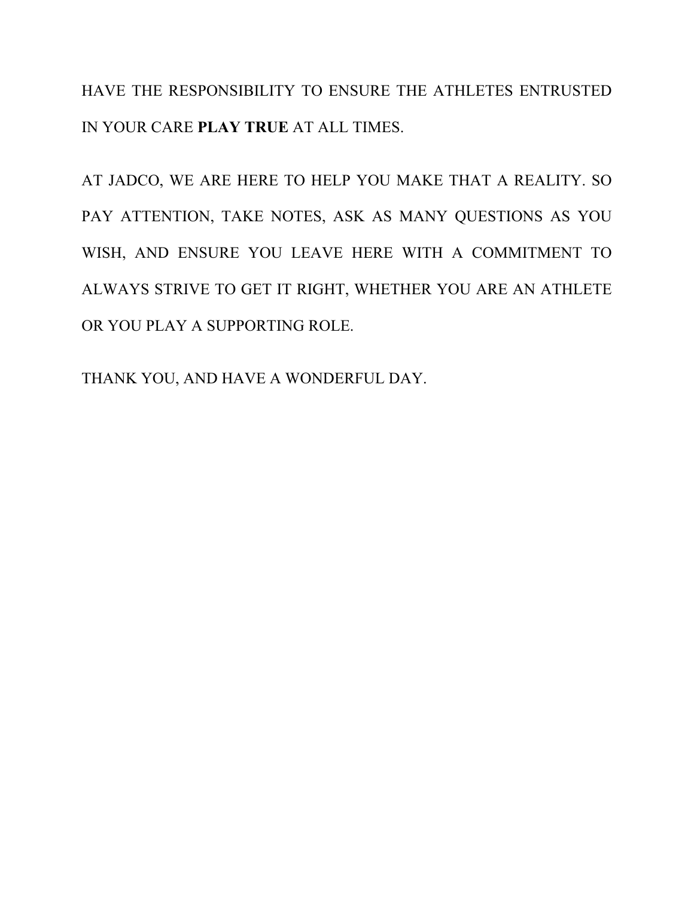HAVE THE RESPONSIBILITY TO ENSURE THE ATHLETES ENTRUSTED IN YOUR CARE **PLAY TRUE** AT ALL TIMES.

AT JADCO, WE ARE HERE TO HELP YOU MAKE THAT A REALITY. SO PAY ATTENTION, TAKE NOTES, ASK AS MANY QUESTIONS AS YOU WISH, AND ENSURE YOU LEAVE HERE WITH A COMMITMENT TO ALWAYS STRIVE TO GET IT RIGHT, WHETHER YOU ARE AN ATHLETE OR YOU PLAY A SUPPORTING ROLE.

THANK YOU, AND HAVE A WONDERFUL DAY.